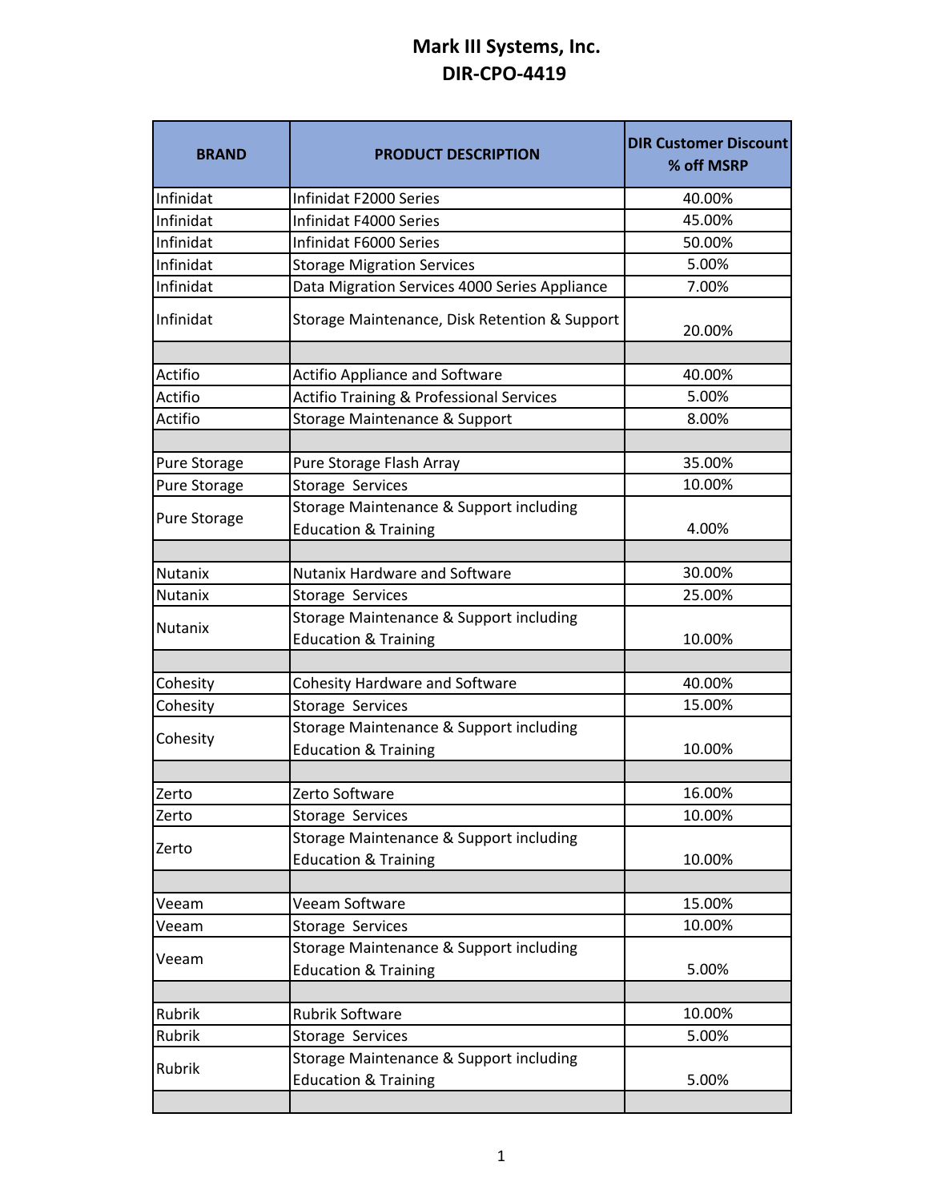# Mark III Systems, Inc.
# DIR-CPO-4419

| BRAND | PRODUCT DESCRIPTION | DIR Customer Discount % off MSRP |
|---|---|---|
| Infinidat | Infinidat F2000 Series | 40.00% |
| Infinidat | Infinidat F4000 Series | 45.00% |
| Infinidat | Infinidat F6000 Series | 50.00% |
| Infinidat | Storage Migration Services | 5.00% |
| Infinidat | Data Migration Services 4000 Series Appliance | 7.00% |
| Infinidat | Storage Maintenance, Disk Retention & Support | 20.00% |
| | | |
| Actifio | Actifio Appliance and Software | 40.00% |
| Actifio | Actifio Training & Professional Services | 5.00% |
| Actifio | Storage Maintenance & Support | 8.00% |
| | | |
| Pure Storage | Pure Storage Flash Array | 35.00% |
| Pure Storage | Storage Services | 10.00% |
| Pure Storage | Storage Maintenance & Support including Education & Training | 4.00% |
| | | |
| Nutanix | Nutanix Hardware and Software | 30.00% |
| Nutanix | Storage Services | 25.00% |
| Nutanix | Storage Maintenance & Support including Education & Training | 10.00% |
| | | |
| Cohesity | Cohesity Hardware and Software | 40.00% |
| Cohesity | Storage Services | 15.00% |
| Cohesity | Storage Maintenance & Support including Education & Training | 10.00% |
| | | |
| Zerto | Zerto Software | 16.00% |
| Zerto | Storage Services | 10.00% |
| Zerto | Storage Maintenance & Support including Education & Training | 10.00% |
| | | |
| Veeam | Veeam Software | 15.00% |
| Veeam | Storage Services | 10.00% |
| Veeam | Storage Maintenance & Support including Education & Training | 5.00% |
| | | |
| Rubrik | Rubrik Software | 10.00% |
| Rubrik | Storage Services | 5.00% |
| Rubrik | Storage Maintenance & Support including Education & Training | 5.00% |
| | | |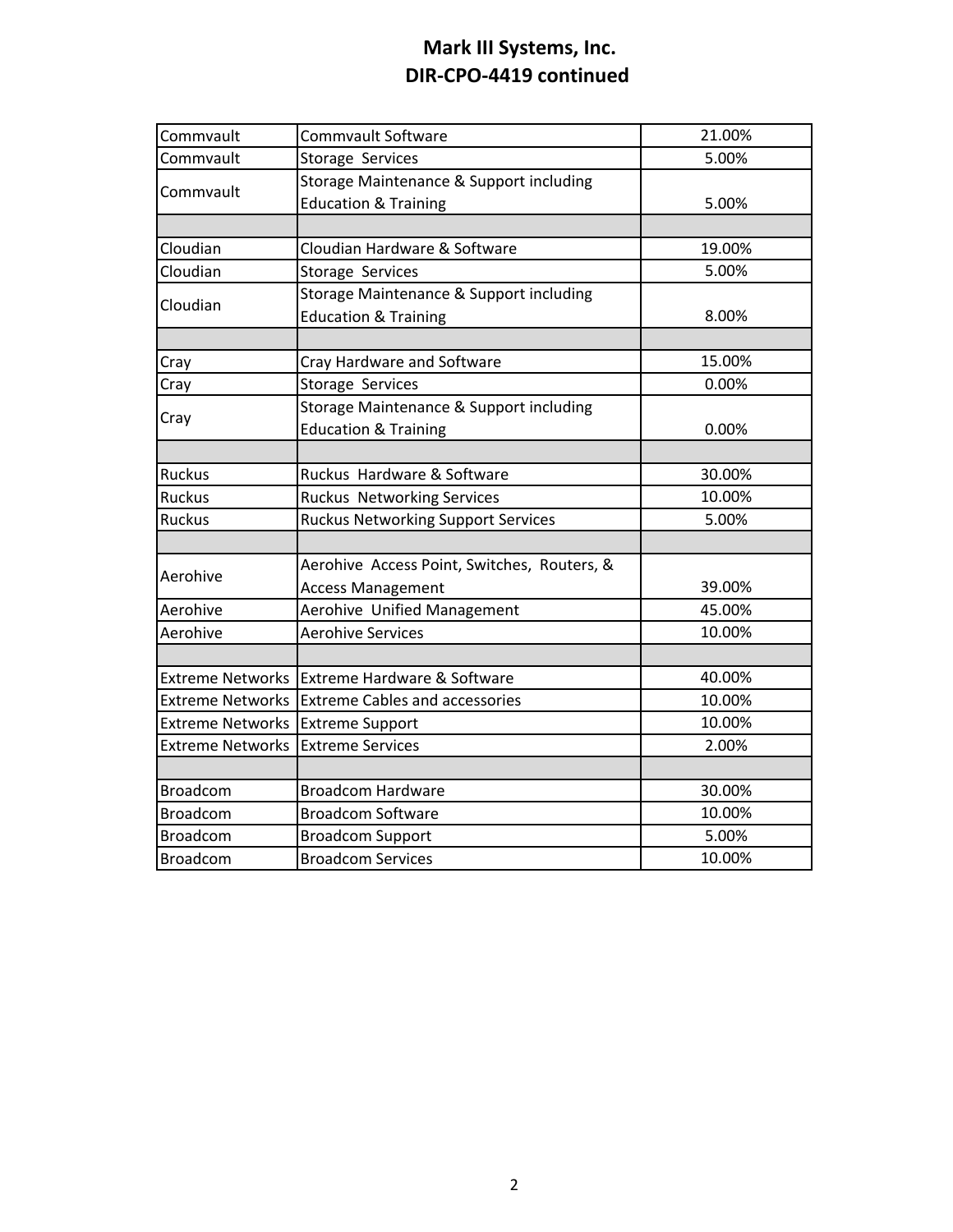# Mark III Systems, Inc.
# DIR-CPO-4419 continued

| | | |
|---|---|---|
| Commvault | Commvault Software | 21.00% |
| Commvault | Storage Services | 5.00% |
| Commvault | Storage Maintenance & Support including Education & Training | 5.00% |
| | | |
| Cloudian | Cloudian Hardware & Software | 19.00% |
| Cloudian | Storage Services | 5.00% |
| Cloudian | Storage Maintenance & Support including Education & Training | 8.00% |
| | | |
| Cray | Cray Hardware and Software | 15.00% |
| Cray | Storage Services | 0.00% |
| Cray | Storage Maintenance & Support including Education & Training | 0.00% |
| | | |
| Ruckus | Ruckus Hardware & Software | 30.00% |
| Ruckus | Ruckus Networking Services | 10.00% |
| Ruckus | Ruckus Networking Support Services | 5.00% |
| | | |
| Aerohive | Aerohive Access Point, Switches, Routers, & Access Management | 39.00% |
| Aerohive | Aerohive Unified Management | 45.00% |
| Aerohive | Aerohive Services | 10.00% |
| | | |
| Extreme Networks | Extreme Hardware & Software | 40.00% |
| Extreme Networks | Extreme Cables and accessories | 10.00% |
| Extreme Networks | Extreme Support | 10.00% |
| Extreme Networks | Extreme Services | 2.00% |
| | | |
| Broadcom | Broadcom Hardware | 30.00% |
| Broadcom | Broadcom Software | 10.00% |
| Broadcom | Broadcom Support | 5.00% |
| Broadcom | Broadcom Services | 10.00% |